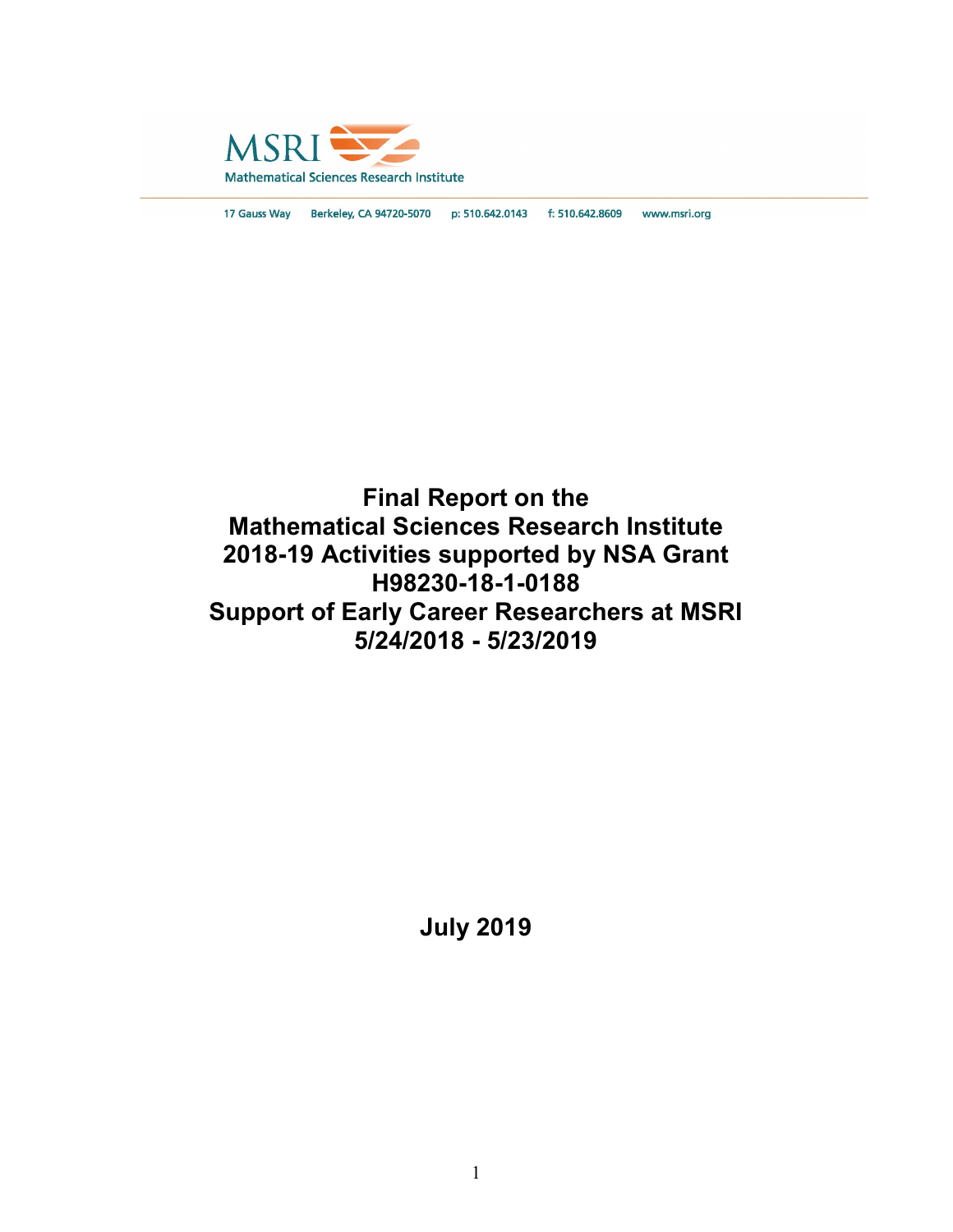MSRI

Mathematical Sciences Research Institute

17 Gauss Way    Berkeley, CA 94720-5070    p: 510.642.0143    f: 510.642.8609    www.msri.org

# Final Report on the Mathematical Sciences Research Institute 2018-19 Activities supported by NSA Grant H98230-18-1-0188 Support of Early Career Researchers at MSRI 5/24/2018 - 5/23/2019

**July 2019**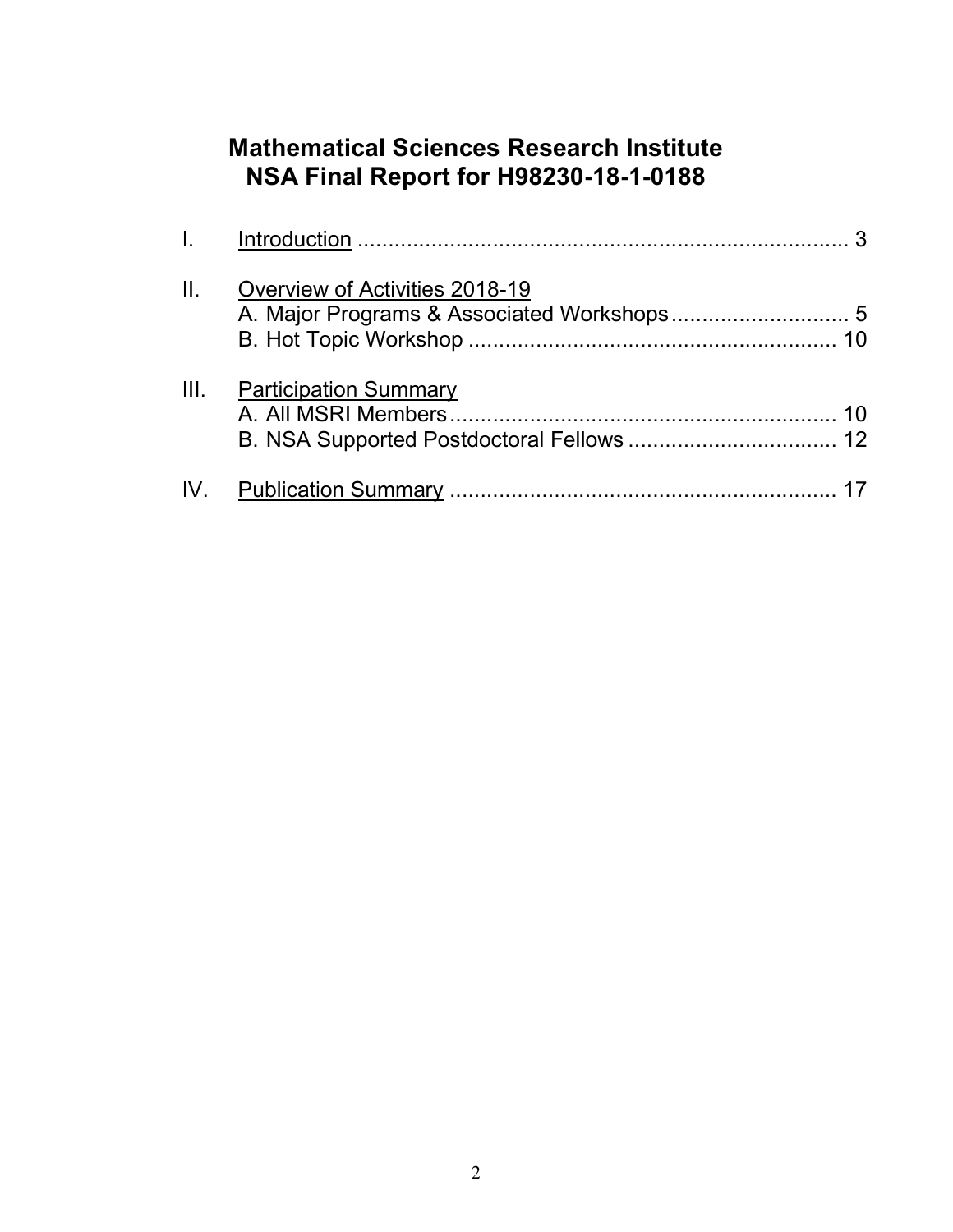# Mathematical Sciences Research Institute
# NSA Final Report for H98230-18-1-0188

I. Introduction ........................................................................ 3

II. Overview of Activities 2018-19
   A. Major Programs & Associated Workshops ............................ 5
   B. Hot Topic Workshop ........................................................ 10

III. Participation Summary
   A. All MSRI Members .......................................................... 10
   B. NSA Supported Postdoctoral Fellows ................................ 12

IV. Publication Summary ............................................................. 17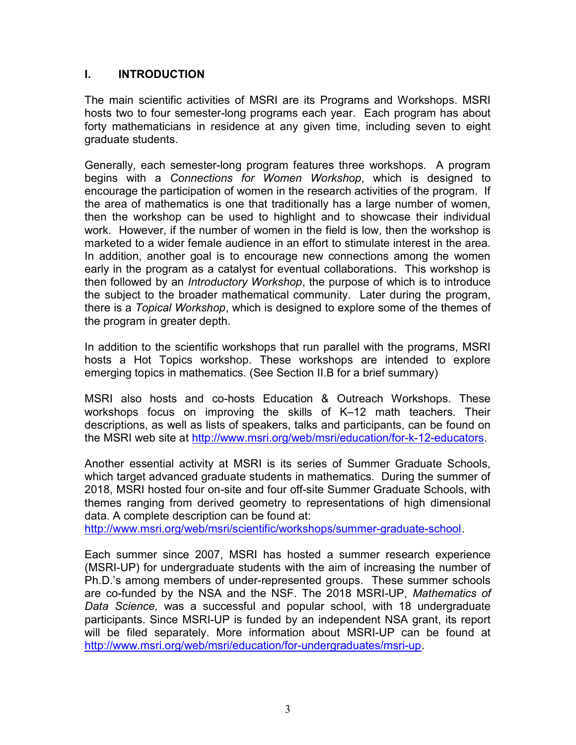# I. INTRODUCTION

The main scientific activities of MSRI are its Programs and Workshops. MSRI hosts two to four semester-long programs each year. Each program has about forty mathematicians in residence at any given time, including seven to eight graduate students.

Generally, each semester-long program features three workshops. A program begins with a *Connections for Women Workshop*, which is designed to encourage the participation of women in the research activities of the program. If the area of mathematics is one that traditionally has a large number of women, then the workshop can be used to highlight and to showcase their individual work. However, if the number of women in the field is low, then the workshop is marketed to a wider female audience in an effort to stimulate interest in the area. In addition, another goal is to encourage new connections among the women early in the program as a catalyst for eventual collaborations. This workshop is then followed by an *Introductory Workshop*, the purpose of which is to introduce the subject to the broader mathematical community. Later during the program, there is a *Topical Workshop*, which is designed to explore some of the themes of the program in greater depth.

In addition to the scientific workshops that run parallel with the programs, MSRI hosts a Hot Topics workshop. These workshops are intended to explore emerging topics in mathematics. (See Section II.B for a brief summary)

MSRI also hosts and co-hosts Education & Outreach Workshops. These workshops focus on improving the skills of K–12 math teachers. Their descriptions, as well as lists of speakers, talks and participants, can be found on the MSRI web site at http://www.msri.org/web/msri/education/for-k-12-educators.

Another essential activity at MSRI is its series of Summer Graduate Schools, which target advanced graduate students in mathematics. During the summer of 2018, MSRI hosted four on-site and four off-site Summer Graduate Schools, with themes ranging from derived geometry to representations of high dimensional data. A complete description can be found at:
http://www.msri.org/web/msri/scientific/workshops/summer-graduate-school.

Each summer since 2007, MSRI has hosted a summer research experience (MSRI-UP) for undergraduate students with the aim of increasing the number of Ph.D.'s among members of under-represented groups. These summer schools are co-funded by the NSA and the NSF. The 2018 MSRI-UP, *Mathematics of Data Science,* was a successful and popular school, with 18 undergraduate participants. Since MSRI-UP is funded by an independent NSA grant, its report will be filed separately. More information about MSRI-UP can be found at http://www.msri.org/web/msri/education/for-undergraduates/msri-up.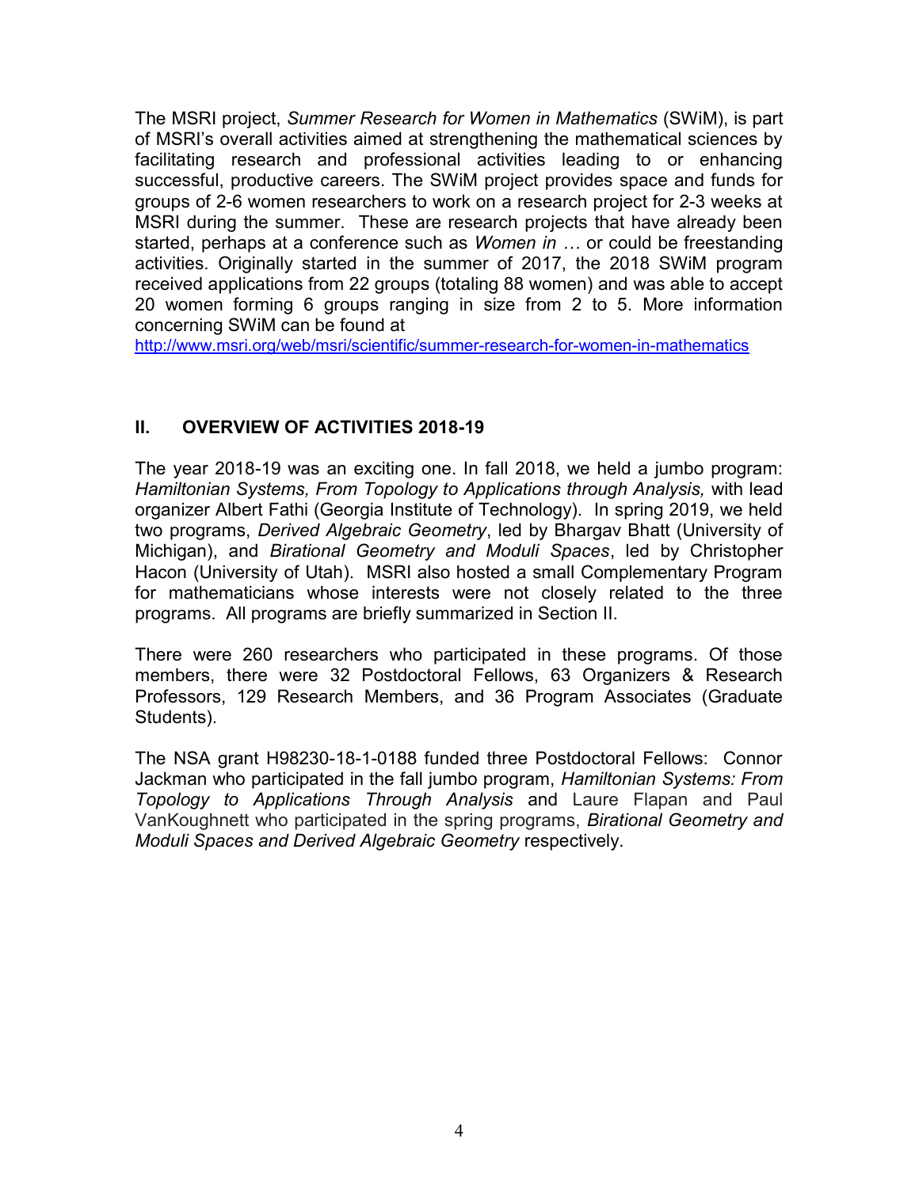The MSRI project, *Summer Research for Women in Mathematics* (SWiM), is part of MSRI's overall activities aimed at strengthening the mathematical sciences by facilitating research and professional activities leading to or enhancing successful, productive careers. The SWiM project provides space and funds for groups of 2-6 women researchers to work on a research project for 2-3 weeks at MSRI during the summer. These are research projects that have already been started, perhaps at a conference such as *Women in …* or could be freestanding activities. Originally started in the summer of 2017, the 2018 SWiM program received applications from 22 groups (totaling 88 women) and was able to accept 20 women forming 6 groups ranging in size from 2 to 5. More information concerning SWiM can be found at
http://www.msri.org/web/msri/scientific/summer-research-for-women-in-mathematics

## II. OVERVIEW OF ACTIVITIES 2018-19

The year 2018-19 was an exciting one. In fall 2018, we held a jumbo program: *Hamiltonian Systems, From Topology to Applications through Analysis,* with lead organizer Albert Fathi (Georgia Institute of Technology). In spring 2019, we held two programs, *Derived Algebraic Geometry*, led by Bhargav Bhatt (University of Michigan), and *Birational Geometry and Moduli Spaces*, led by Christopher Hacon (University of Utah). MSRI also hosted a small Complementary Program for mathematicians whose interests were not closely related to the three programs. All programs are briefly summarized in Section II.

There were 260 researchers who participated in these programs. Of those members, there were 32 Postdoctoral Fellows, 63 Organizers & Research Professors, 129 Research Members, and 36 Program Associates (Graduate Students).

The NSA grant H98230-18-1-0188 funded three Postdoctoral Fellows: Connor Jackman who participated in the fall jumbo program, *Hamiltonian Systems: From Topology to Applications Through Analysis* and Laure Flapan and Paul VanKoughnett who participated in the spring programs, *Birational Geometry and Moduli Spaces and Derived Algebraic Geometry* respectively.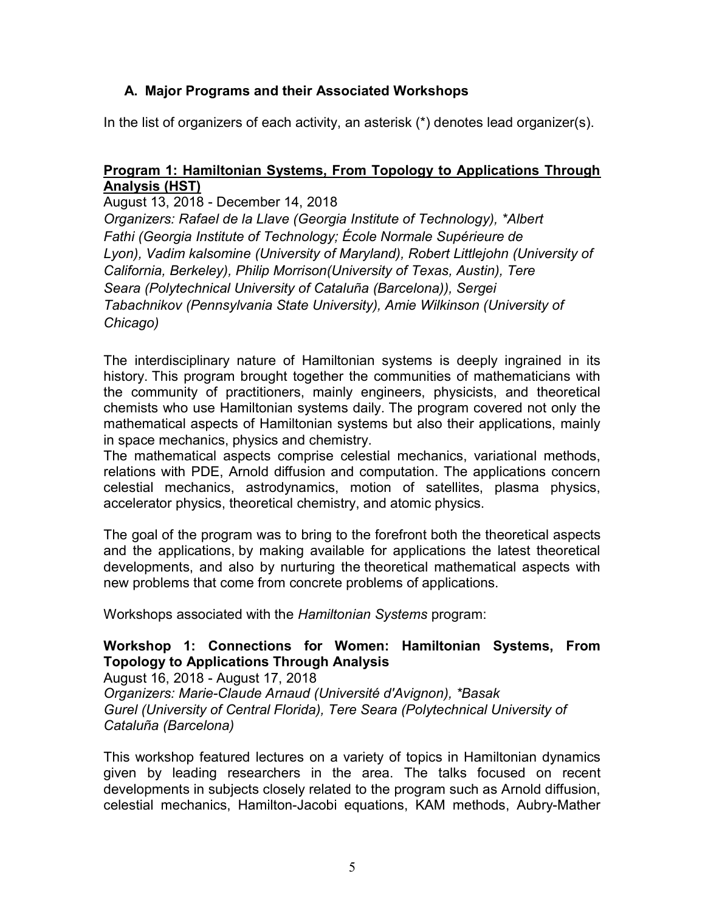### A. Major Programs and their Associated Workshops

In the list of organizers of each activity, an asterisk (*) denotes lead organizer(s).

**Program 1: Hamiltonian Systems, From Topology to Applications Through Analysis (HST)**

August 13, 2018 - December 14, 2018

*Organizers: Rafael de la Llave (Georgia Institute of Technology), *Albert Fathi (Georgia Institute of Technology; École Normale Supérieure de Lyon), Vadim kalsomine (University of Maryland), Robert Littlejohn (University of California, Berkeley), Philip Morrison(University of Texas, Austin), Tere Seara (Polytechnical University of Cataluña (Barcelona)), Sergei Tabachnikov (Pennsylvania State University), Amie Wilkinson (University of Chicago)*

The interdisciplinary nature of Hamiltonian systems is deeply ingrained in its history. This program brought together the communities of mathematicians with the community of practitioners, mainly engineers, physicists, and theoretical chemists who use Hamiltonian systems daily. The program covered not only the mathematical aspects of Hamiltonian systems but also their applications, mainly in space mechanics, physics and chemistry.

The mathematical aspects comprise celestial mechanics, variational methods, relations with PDE, Arnold diffusion and computation. The applications concern celestial mechanics, astrodynamics, motion of satellites, plasma physics, accelerator physics, theoretical chemistry, and atomic physics.

The goal of the program was to bring to the forefront both the theoretical aspects and the applications, by making available for applications the latest theoretical developments, and also by nurturing the theoretical mathematical aspects with new problems that come from concrete problems of applications.

Workshops associated with the *Hamiltonian Systems* program:

**Workshop 1: Connections for Women: Hamiltonian Systems, From Topology to Applications Through Analysis**

August 16, 2018 - August 17, 2018

*Organizers: Marie-Claude Arnaud (Université d'Avignon), *Basak Gurel (University of Central Florida), Tere Seara (Polytechnical University of Cataluña (Barcelona)*

This workshop featured lectures on a variety of topics in Hamiltonian dynamics given by leading researchers in the area. The talks focused on recent developments in subjects closely related to the program such as Arnold diffusion, celestial mechanics, Hamilton-Jacobi equations, KAM methods, Aubry-Mather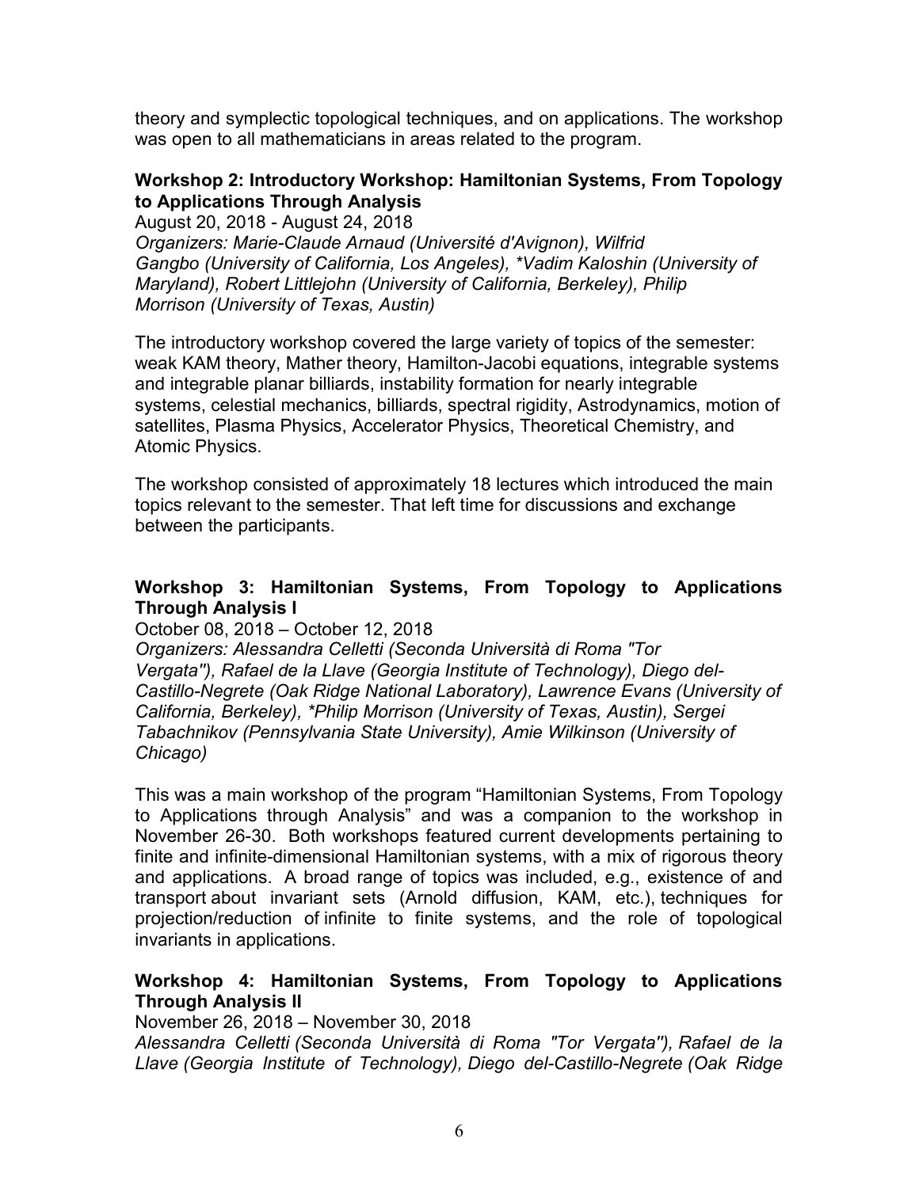theory and symplectic topological techniques, and on applications. The workshop was open to all mathematicians in areas related to the program.

**Workshop 2: Introductory Workshop: Hamiltonian Systems, From Topology to Applications Through Analysis**

August 20, 2018 - August 24, 2018

*Organizers: Marie-Claude Arnaud (Université d'Avignon), Wilfrid Gangbo (University of California, Los Angeles), *Vadim Kaloshin (University of Maryland), Robert Littlejohn (University of California, Berkeley), Philip Morrison (University of Texas, Austin)*

The introductory workshop covered the large variety of topics of the semester: weak KAM theory, Mather theory, Hamilton-Jacobi equations, integrable systems and integrable planar billiards, instability formation for nearly integrable systems, celestial mechanics, billiards, spectral rigidity, Astrodynamics, motion of satellites, Plasma Physics, Accelerator Physics, Theoretical Chemistry, and Atomic Physics.

The workshop consisted of approximately 18 lectures which introduced the main topics relevant to the semester. That left time for discussions and exchange between the participants.

**Workshop 3: Hamiltonian Systems, From Topology to Applications Through Analysis I**

October 08, 2018 – October 12, 2018

*Organizers: Alessandra Celletti (Seconda Università di Roma "Tor Vergata"), Rafael de la Llave (Georgia Institute of Technology), Diego del-Castillo-Negrete (Oak Ridge National Laboratory), Lawrence Evans (University of California, Berkeley), *Philip Morrison (University of Texas, Austin), Sergei Tabachnikov (Pennsylvania State University), Amie Wilkinson (University of Chicago)*

This was a main workshop of the program "Hamiltonian Systems, From Topology to Applications through Analysis" and was a companion to the workshop in November 26-30. Both workshops featured current developments pertaining to finite and infinite-dimensional Hamiltonian systems, with a mix of rigorous theory and applications. A broad range of topics was included, e.g., existence of and transport about invariant sets (Arnold diffusion, KAM, etc.), techniques for projection/reduction of infinite to finite systems, and the role of topological invariants in applications.

**Workshop 4: Hamiltonian Systems, From Topology to Applications Through Analysis II**

November 26, 2018 – November 30, 2018

*Alessandra Celletti (Seconda Università di Roma "Tor Vergata"), Rafael de la Llave (Georgia Institute of Technology), Diego del-Castillo-Negrete (Oak Ridge*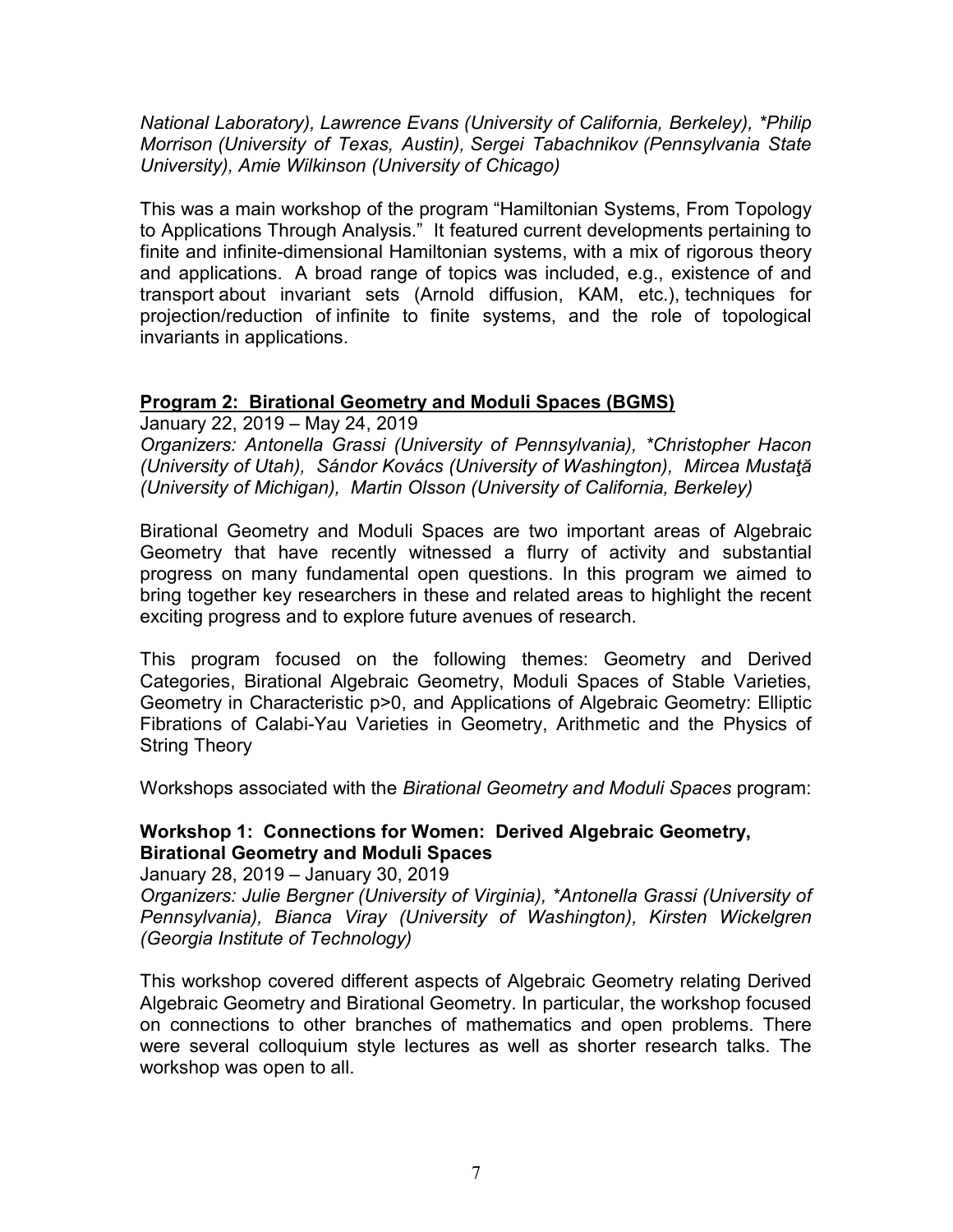*National Laboratory), Lawrence Evans (University of California, Berkeley), *Philip Morrison (University of Texas, Austin), Sergei Tabachnikov (Pennsylvania State University), Amie Wilkinson (University of Chicago)*

This was a main workshop of the program "Hamiltonian Systems, From Topology to Applications Through Analysis." It featured current developments pertaining to finite and infinite-dimensional Hamiltonian systems, with a mix of rigorous theory and applications. A broad range of topics was included, e.g., existence of and transport about invariant sets (Arnold diffusion, KAM, etc.), techniques for projection/reduction of infinite to finite systems, and the role of topological invariants in applications.

## Program 2: Birational Geometry and Moduli Spaces (BGMS)

January 22, 2019 – May 24, 2019

*Organizers: Antonella Grassi (University of Pennsylvania), *Christopher Hacon (University of Utah), Sándor Kovács (University of Washington), Mircea Mustaţă (University of Michigan), Martin Olsson (University of California, Berkeley)*

Birational Geometry and Moduli Spaces are two important areas of Algebraic Geometry that have recently witnessed a flurry of activity and substantial progress on many fundamental open questions. In this program we aimed to bring together key researchers in these and related areas to highlight the recent exciting progress and to explore future avenues of research.

This program focused on the following themes: Geometry and Derived Categories, Birational Algebraic Geometry, Moduli Spaces of Stable Varieties, Geometry in Characteristic p>0, and Applications of Algebraic Geometry: Elliptic Fibrations of Calabi-Yau Varieties in Geometry, Arithmetic and the Physics of String Theory

Workshops associated with the *Birational Geometry and Moduli Spaces* program:

### Workshop 1: Connections for Women: Derived Algebraic Geometry, Birational Geometry and Moduli Spaces

January 28, 2019 – January 30, 2019

*Organizers: Julie Bergner (University of Virginia), *Antonella Grassi (University of Pennsylvania), Bianca Viray (University of Washington), Kirsten Wickelgren (Georgia Institute of Technology)*

This workshop covered different aspects of Algebraic Geometry relating Derived Algebraic Geometry and Birational Geometry. In particular, the workshop focused on connections to other branches of mathematics and open problems. There were several colloquium style lectures as well as shorter research talks. The workshop was open to all.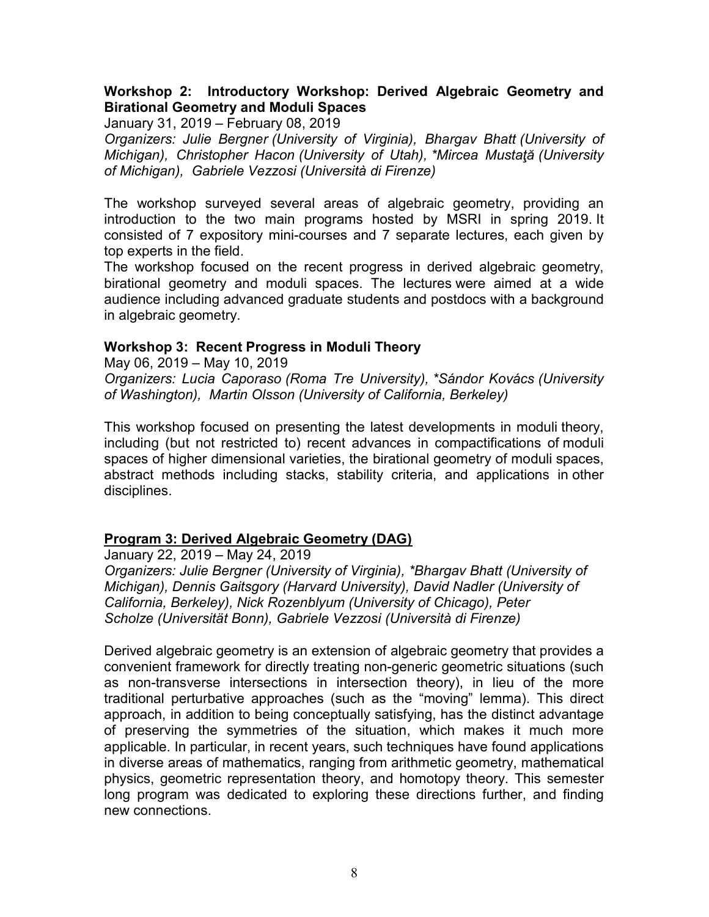**Workshop 2: Introductory Workshop: Derived Algebraic Geometry and Birational Geometry and Moduli Spaces**

January 31, 2019 – February 08, 2019

*Organizers: Julie Bergner (University of Virginia), Bhargav Bhatt (University of Michigan), Christopher Hacon (University of Utah), *Mircea Mustaţă (University of Michigan), Gabriele Vezzosi (Università di Firenze)*

The workshop surveyed several areas of algebraic geometry, providing an introduction to the two main programs hosted by MSRI in spring 2019. It consisted of 7 expository mini-courses and 7 separate lectures, each given by top experts in the field.

The workshop focused on the recent progress in derived algebraic geometry, birational geometry and moduli spaces. The lectures were aimed at a wide audience including advanced graduate students and postdocs with a background in algebraic geometry.

**Workshop 3: Recent Progress in Moduli Theory**

May 06, 2019 – May 10, 2019

*Organizers: Lucia Caporaso (Roma Tre University), *Sándor Kovács (University of Washington), Martin Olsson (University of California, Berkeley)*

This workshop focused on presenting the latest developments in moduli theory, including (but not restricted to) recent advances in compactifications of moduli spaces of higher dimensional varieties, the birational geometry of moduli spaces, abstract methods including stacks, stability criteria, and applications in other disciplines.

**Program 3: Derived Algebraic Geometry (DAG)**

January 22, 2019 – May 24, 2019

*Organizers: Julie Bergner (University of Virginia), *Bhargav Bhatt (University of Michigan), Dennis Gaitsgory (Harvard University), David Nadler (University of California, Berkeley), Nick Rozenblyum (University of Chicago), Peter Scholze (Universität Bonn), Gabriele Vezzosi (Università di Firenze)*

Derived algebraic geometry is an extension of algebraic geometry that provides a convenient framework for directly treating non-generic geometric situations (such as non-transverse intersections in intersection theory), in lieu of the more traditional perturbative approaches (such as the "moving" lemma). This direct approach, in addition to being conceptually satisfying, has the distinct advantage of preserving the symmetries of the situation, which makes it much more applicable. In particular, in recent years, such techniques have found applications in diverse areas of mathematics, ranging from arithmetic geometry, mathematical physics, geometric representation theory, and homotopy theory. This semester long program was dedicated to exploring these directions further, and finding new connections.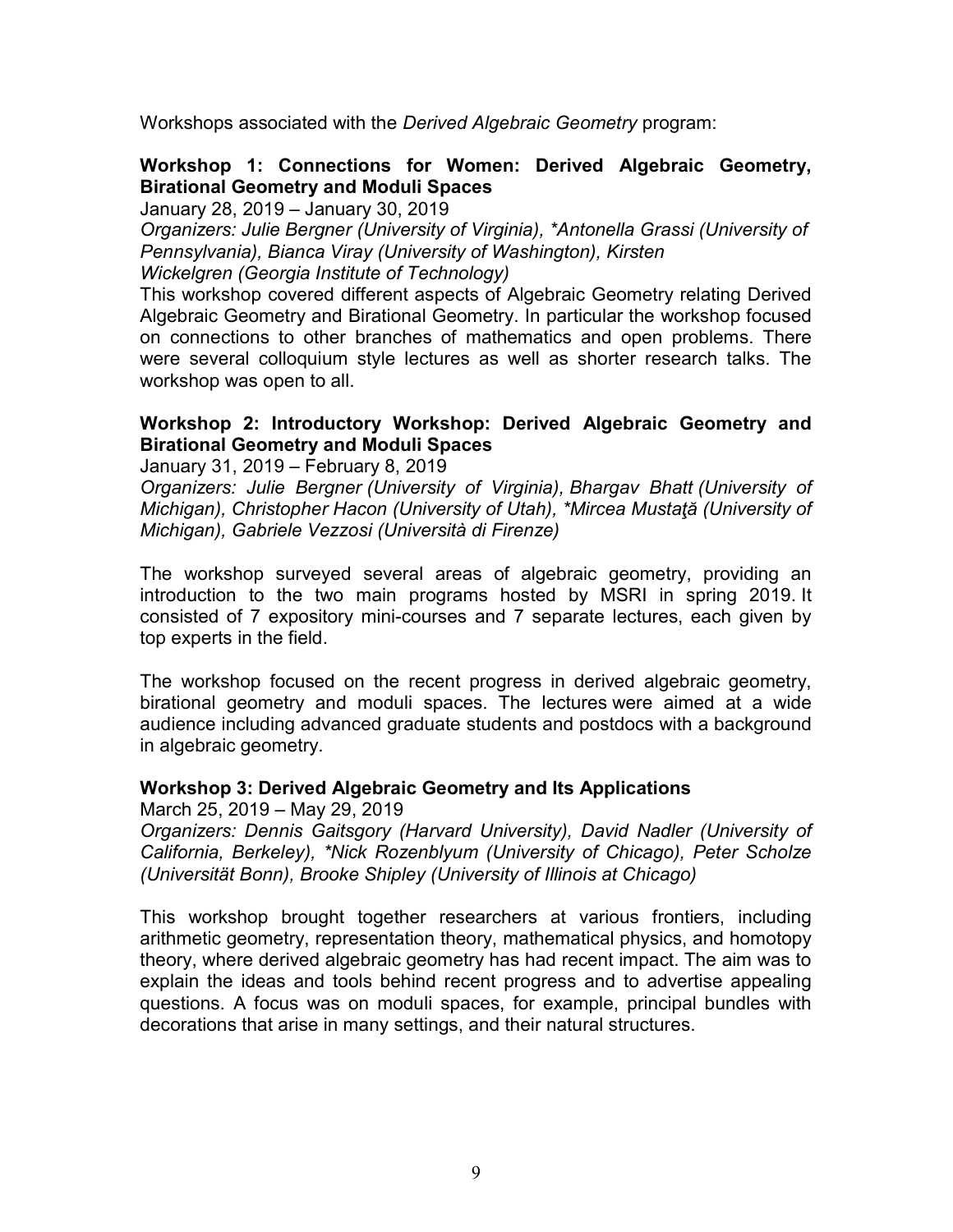Workshops associated with the *Derived Algebraic Geometry* program:

### Workshop 1: Connections for Women: Derived Algebraic Geometry, Birational Geometry and Moduli Spaces

January 28, 2019 – January 30, 2019

*Organizers: Julie Bergner (University of Virginia), *Antonella Grassi (University of Pennsylvania), Bianca Viray (University of Washington), Kirsten Wickelgren (Georgia Institute of Technology)*

This workshop covered different aspects of Algebraic Geometry relating Derived Algebraic Geometry and Birational Geometry. In particular the workshop focused on connections to other branches of mathematics and open problems. There were several colloquium style lectures as well as shorter research talks. The workshop was open to all.

### Workshop 2: Introductory Workshop: Derived Algebraic Geometry and Birational Geometry and Moduli Spaces

January 31, 2019 – February 8, 2019

*Organizers: Julie Bergner (University of Virginia), Bhargav Bhatt (University of Michigan), Christopher Hacon (University of Utah), *Mircea Mustaţă (University of Michigan), Gabriele Vezzosi (Università di Firenze)*

The workshop surveyed several areas of algebraic geometry, providing an introduction to the two main programs hosted by MSRI in spring 2019. It consisted of 7 expository mini-courses and 7 separate lectures, each given by top experts in the field.

The workshop focused on the recent progress in derived algebraic geometry, birational geometry and moduli spaces. The lectures were aimed at a wide audience including advanced graduate students and postdocs with a background in algebraic geometry.

### Workshop 3: Derived Algebraic Geometry and Its Applications

March 25, 2019 – May 29, 2019

*Organizers: Dennis Gaitsgory (Harvard University), David Nadler (University of California, Berkeley), *Nick Rozenblyum (University of Chicago), Peter Scholze (Universität Bonn), Brooke Shipley (University of Illinois at Chicago)*

This workshop brought together researchers at various frontiers, including arithmetic geometry, representation theory, mathematical physics, and homotopy theory, where derived algebraic geometry has had recent impact. The aim was to explain the ideas and tools behind recent progress and to advertise appealing questions. A focus was on moduli spaces, for example, principal bundles with decorations that arise in many settings, and their natural structures.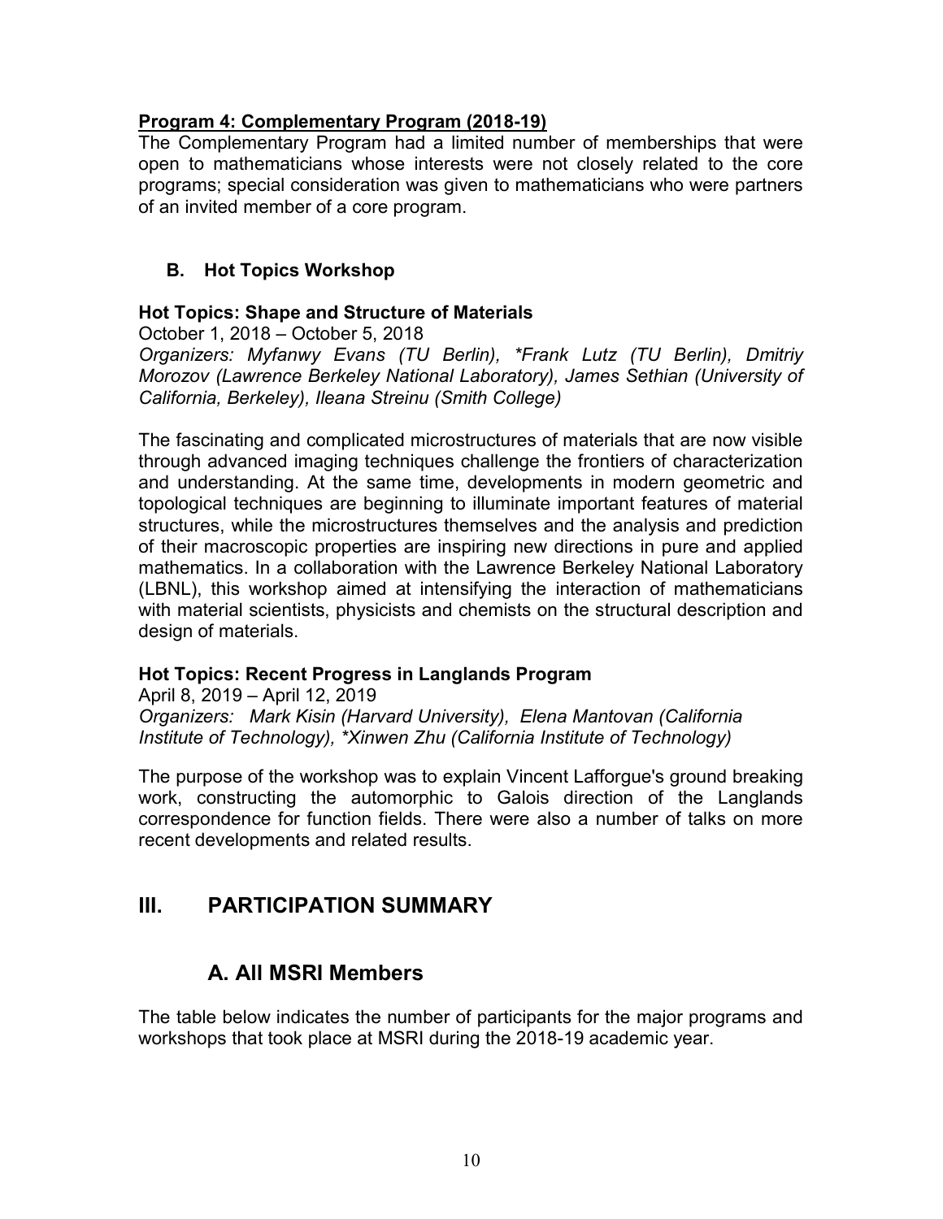**Program 4: Complementary Program (2018-19)**

The Complementary Program had a limited number of memberships that were open to mathematicians whose interests were not closely related to the core programs; special consideration was given to mathematicians who were partners of an invited member of a core program.

### B. Hot Topics Workshop

**Hot Topics: Shape and Structure of Materials**

October 1, 2018 – October 5, 2018

*Organizers: Myfanwy Evans (TU Berlin), *Frank Lutz (TU Berlin), Dmitriy Morozov (Lawrence Berkeley National Laboratory), James Sethian (University of California, Berkeley), Ileana Streinu (Smith College)*

The fascinating and complicated microstructures of materials that are now visible through advanced imaging techniques challenge the frontiers of characterization and understanding. At the same time, developments in modern geometric and topological techniques are beginning to illuminate important features of material structures, while the microstructures themselves and the analysis and prediction of their macroscopic properties are inspiring new directions in pure and applied mathematics. In a collaboration with the Lawrence Berkeley National Laboratory (LBNL), this workshop aimed at intensifying the interaction of mathematicians with material scientists, physicists and chemists on the structural description and design of materials.

**Hot Topics: Recent Progress in Langlands Program**

April 8, 2019 – April 12, 2019

*Organizers: Mark Kisin (Harvard University), Elena Mantovan (California Institute of Technology), *Xinwen Zhu (California Institute of Technology)*

The purpose of the workshop was to explain Vincent Lafforgue's ground breaking work, constructing the automorphic to Galois direction of the Langlands correspondence for function fields. There were also a number of talks on more recent developments and related results.

# III. PARTICIPATION SUMMARY

## A. All MSRI Members

The table below indicates the number of participants for the major programs and workshops that took place at MSRI during the 2018-19 academic year.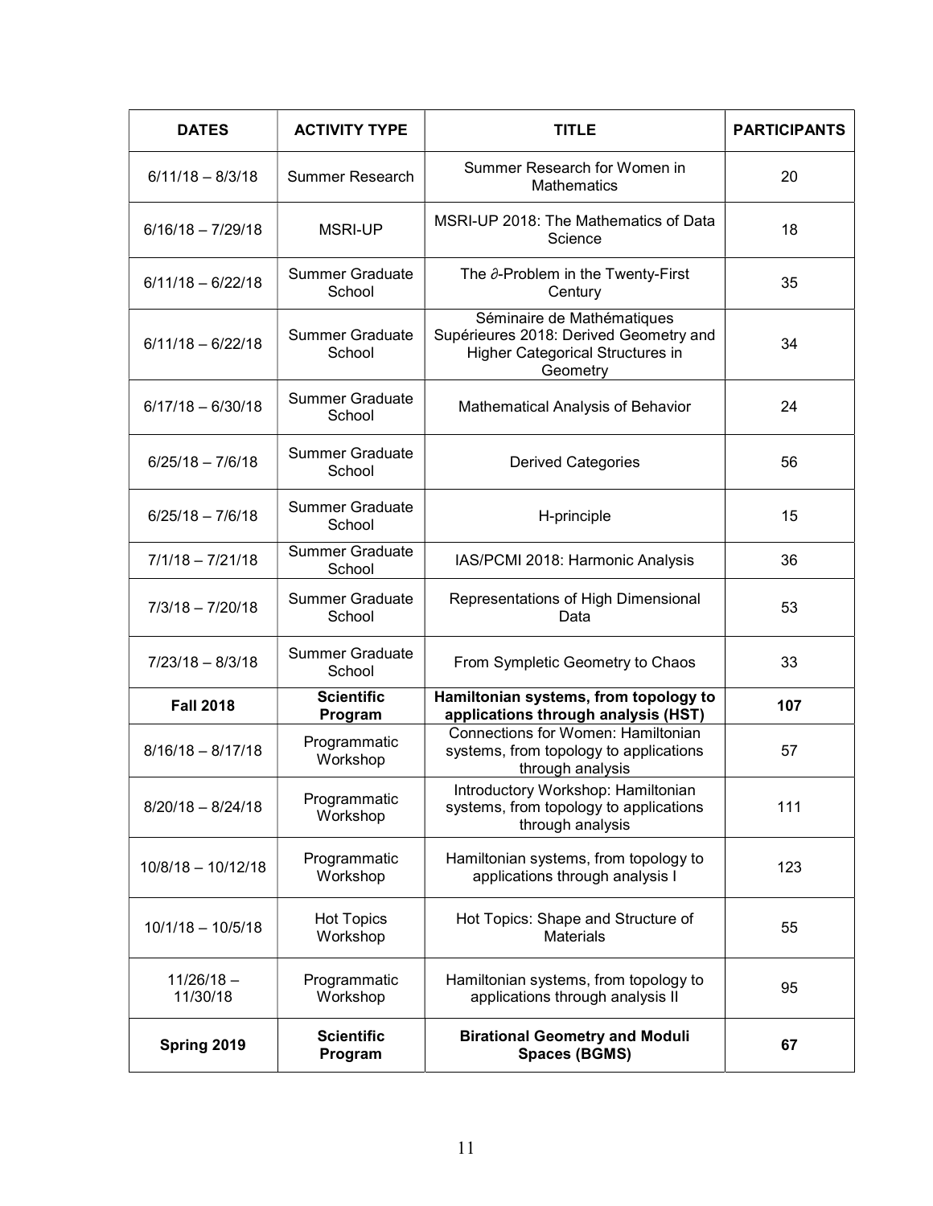| DATES | ACTIVITY TYPE | TITLE | PARTICIPANTS |
|---|---|---|---|
| 6/11/18 – 8/3/18 | Summer Research | Summer Research for Women in Mathematics | 20 |
| 6/16/18 – 7/29/18 | MSRI-UP | MSRI-UP 2018: The Mathematics of Data Science | 18 |
| 6/11/18 – 6/22/18 | Summer Graduate School | The $\partial$-Problem in the Twenty-First Century | 35 |
| 6/11/18 – 6/22/18 | Summer Graduate School | Séminaire de Mathématiques Supérieures 2018: Derived Geometry and Higher Categorical Structures in Geometry | 34 |
| 6/17/18 – 6/30/18 | Summer Graduate School | Mathematical Analysis of Behavior | 24 |
| 6/25/18 – 7/6/18 | Summer Graduate School | Derived Categories | 56 |
| 6/25/18 – 7/6/18 | Summer Graduate School | H-principle | 15 |
| 7/1/18 – 7/21/18 | Summer Graduate School | IAS/PCMI 2018: Harmonic Analysis | 36 |
| 7/3/18 – 7/20/18 | Summer Graduate School | Representations of High Dimensional Data | 53 |
| 7/23/18 – 8/3/18 | Summer Graduate School | From Sympletic Geometry to Chaos | 33 |
| **Fall 2018** | **Scientific Program** | **Hamiltonian systems, from topology to applications through analysis (HST)** | **107** |
| 8/16/18 – 8/17/18 | Programmatic Workshop | Connections for Women: Hamiltonian systems, from topology to applications through analysis | 57 |
| 8/20/18 – 8/24/18 | Programmatic Workshop | Introductory Workshop: Hamiltonian systems, from topology to applications through analysis | 111 |
| 10/8/18 – 10/12/18 | Programmatic Workshop | Hamiltonian systems, from topology to applications through analysis I | 123 |
| 10/1/18 – 10/5/18 | Hot Topics Workshop | Hot Topics: Shape and Structure of Materials | 55 |
| 11/26/18 – 11/30/18 | Programmatic Workshop | Hamiltonian systems, from topology to applications through analysis II | 95 |
| **Spring 2019** | **Scientific Program** | **Birational Geometry and Moduli Spaces (BGMS)** | **67** |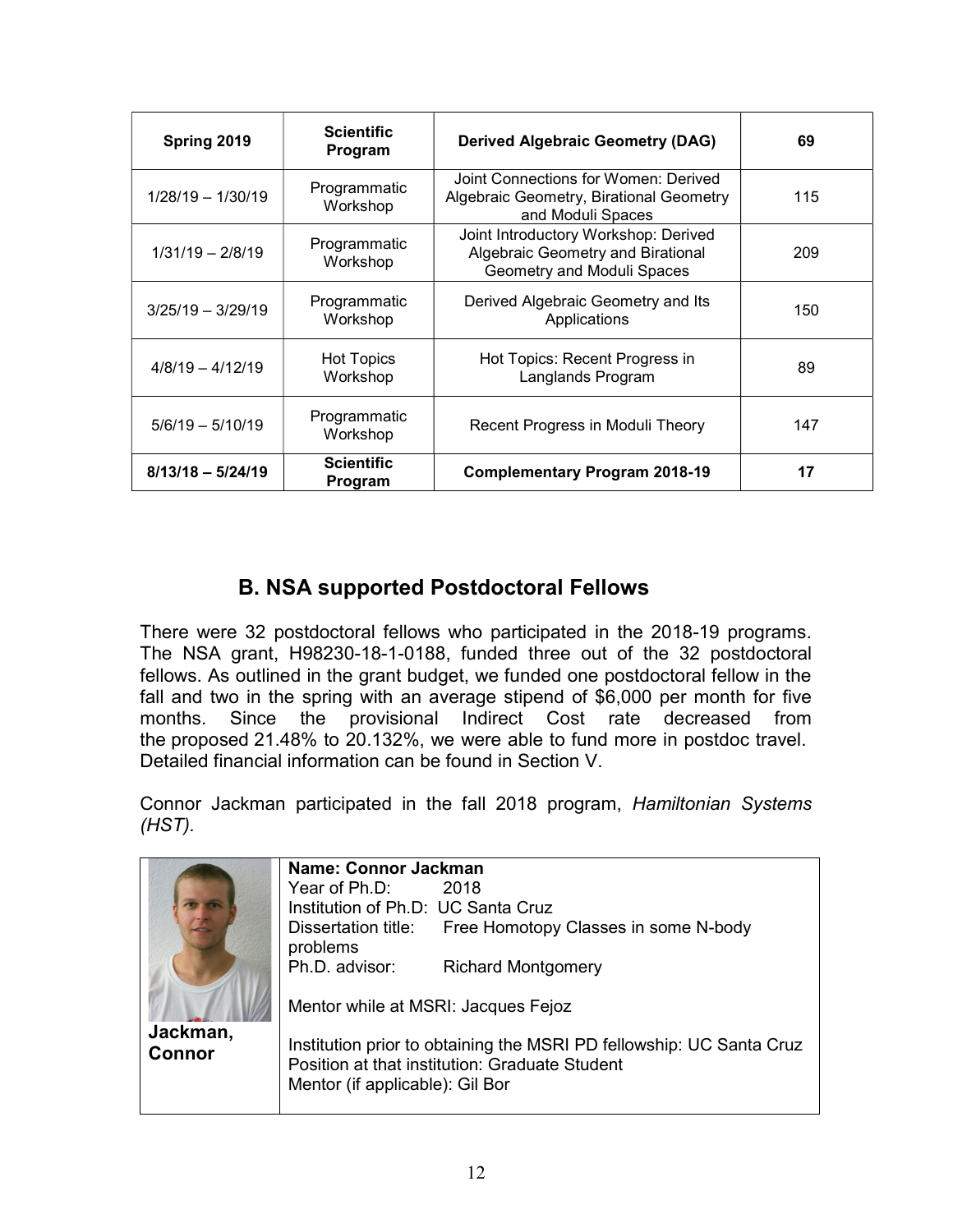| Spring 2019 | Scientific Program | Derived Algebraic Geometry (DAG) | 69 |
|---|---|---|---|
| 1/28/19 – 1/30/19 | Programmatic Workshop | Joint Connections for Women: Derived Algebraic Geometry, Birational Geometry and Moduli Spaces | 115 |
| 1/31/19 – 2/8/19 | Programmatic Workshop | Joint Introductory Workshop: Derived Algebraic Geometry and Birational Geometry and Moduli Spaces | 209 |
| 3/25/19 – 3/29/19 | Programmatic Workshop | Derived Algebraic Geometry and Its Applications | 150 |
| 4/8/19 – 4/12/19 | Hot Topics Workshop | Hot Topics: Recent Progress in Langlands Program | 89 |
| 5/6/19 – 5/10/19 | Programmatic Workshop | Recent Progress in Moduli Theory | 147 |
| **8/13/18 – 5/24/19** | **Scientific Program** | **Complementary Program 2018-19** | **17** |

## B. NSA supported Postdoctoral Fellows

There were 32 postdoctoral fellows who participated in the 2018-19 programs. The NSA grant, H98230-18-1-0188, funded three out of the 32 postdoctoral fellows. As outlined in the grant budget, we funded one postdoctoral fellow in the fall and two in the spring with an average stipend of $6,000 per month for five months. Since the provisional Indirect Cost rate decreased from the proposed 21.48% to 20.132%, we were able to fund more in postdoc travel. Detailed financial information can be found in Section V.

Connor Jackman participated in the fall 2018 program, *Hamiltonian Systems (HST).*

| **Jackman, Connor** | **Name: Connor Jackman**<br>Year of Ph.D: 2018<br>Institution of Ph.D: UC Santa Cruz<br>Dissertation title: Free Homotopy Classes in some N-body problems<br>Ph.D. advisor: Richard Montgomery<br><br>Mentor while at MSRI: Jacques Fejoz<br><br>Institution prior to obtaining the MSRI PD fellowship: UC Santa Cruz<br>Position at that institution: Graduate Student<br>Mentor (if applicable): Gil Bor |
|---|---|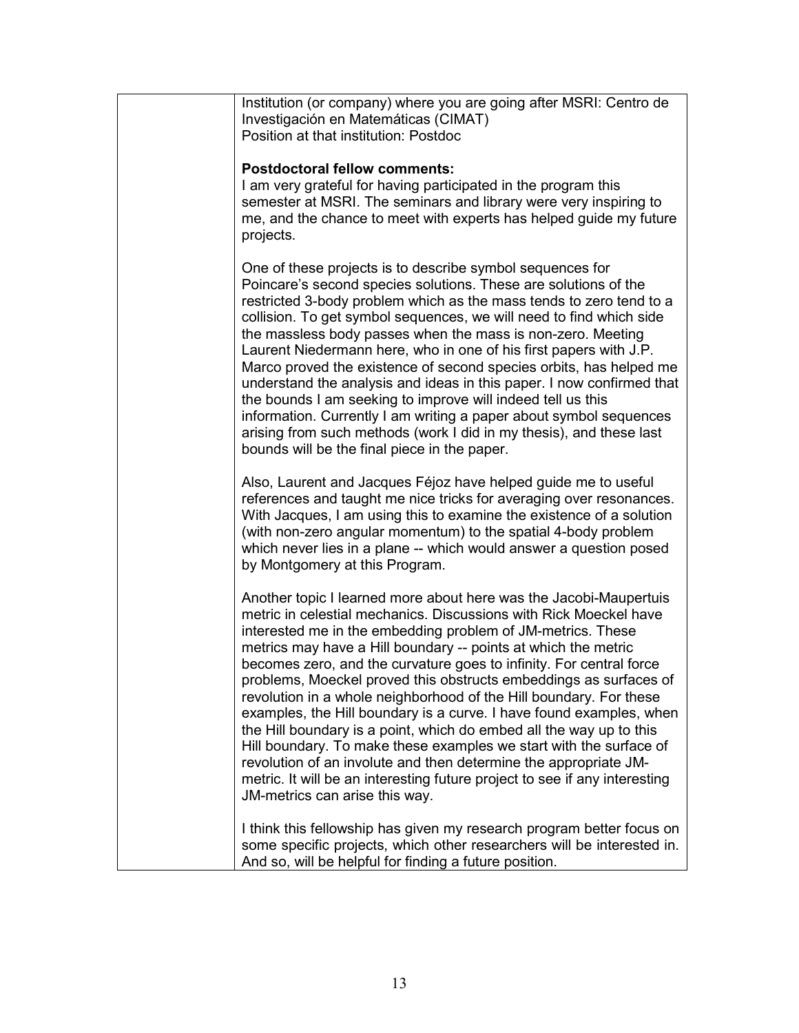| | Institution (or company) where you are going after MSRI: Centro de Investigación en Matemáticas (CIMAT)<br>Position at that institution: Postdoc<br><br>**Postdoctoral fellow comments:**<br>I am very grateful for having participated in the program this semester at MSRI. The seminars and library were very inspiring to me, and the chance to meet with experts has helped guide my future projects.<br><br>One of these projects is to describe symbol sequences for Poincare's second species solutions. These are solutions of the restricted 3-body problem which as the mass tends to zero tend to a collision. To get symbol sequences, we will need to find which side the massless body passes when the mass is non-zero. Meeting Laurent Niedermann here, who in one of his first papers with J.P. Marco proved the existence of second species orbits, has helped me understand the analysis and ideas in this paper. I now confirmed that the bounds I am seeking to improve will indeed tell us this information. Currently I am writing a paper about symbol sequences arising from such methods (work I did in my thesis), and these last bounds will be the final piece in the paper.<br><br>Also, Laurent and Jacques Féjoz have helped guide me to useful references and taught me nice tricks for averaging over resonances. With Jacques, I am using this to examine the existence of a solution (with non-zero angular momentum) to the spatial 4-body problem which never lies in a plane -- which would answer a question posed by Montgomery at this Program.<br><br>Another topic I learned more about here was the Jacobi-Maupertuis metric in celestial mechanics. Discussions with Rick Moeckel have interested me in the embedding problem of JM-metrics. These metrics may have a Hill boundary -- points at which the metric becomes zero, and the curvature goes to infinity. For central force problems, Moeckel proved this obstructs embeddings as surfaces of revolution in a whole neighborhood of the Hill boundary. For these examples, the Hill boundary is a curve. I have found examples, when the Hill boundary is a point, which do embed all the way up to this Hill boundary. To make these examples we start with the surface of revolution of an involute and then determine the appropriate JM-metric. It will be an interesting future project to see if any interesting JM-metrics can arise this way.<br><br>I think this fellowship has given my research program better focus on some specific projects, which other researchers will be interested in. And so, will be helpful for finding a future position. |
|---|---|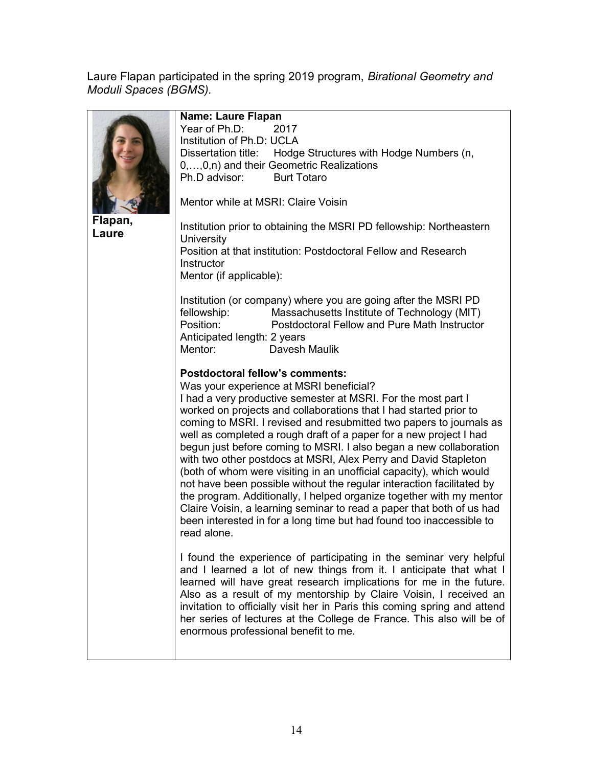Laure Flapan participated in the spring 2019 program, *Birational Geometry and Moduli Spaces (BGMS).*

| | |
|---|---|
| **Flapan, Laure** | **Name: Laure Flapan**<br>Year of Ph.D: 2017<br>Institution of Ph.D: UCLA<br>Dissertation title: Hodge Structures with Hodge Numbers (n, 0,…,0,n) and their Geometric Realizations<br>Ph.D advisor: Burt Totaro<br><br>Mentor while at MSRI: Claire Voisin<br><br>Institution prior to obtaining the MSRI PD fellowship: Northeastern University<br>Position at that institution: Postdoctoral Fellow and Research Instructor<br>Mentor (if applicable):<br><br>Institution (or company) where you are going after the MSRI PD fellowship: Massachusetts Institute of Technology (MIT)<br>Position: Postdoctoral Fellow and Pure Math Instructor<br>Anticipated length: 2 years<br>Mentor: Davesh Maulik<br><br>**Postdoctoral fellow's comments:**<br>Was your experience at MSRI beneficial?<br>I had a very productive semester at MSRI. For the most part I worked on projects and collaborations that I had started prior to coming to MSRI. I revised and resubmitted two papers to journals as well as completed a rough draft of a paper for a new project I had begun just before coming to MSRI. I also began a new collaboration with two other postdocs at MSRI, Alex Perry and David Stapleton (both of whom were visiting in an unofficial capacity), which would not have been possible without the regular interaction facilitated by the program. Additionally, I helped organize together with my mentor Claire Voisin, a learning seminar to read a paper that both of us had been interested in for a long time but had found too inaccessible to read alone.<br><br>I found the experience of participating in the seminar very helpful and I learned a lot of new things from it. I anticipate that what I learned will have great research implications for me in the future. Also as a result of my mentorship by Claire Voisin, I received an invitation to officially visit her in Paris this coming spring and attend her series of lectures at the College de France. This also will be of enormous professional benefit to me. |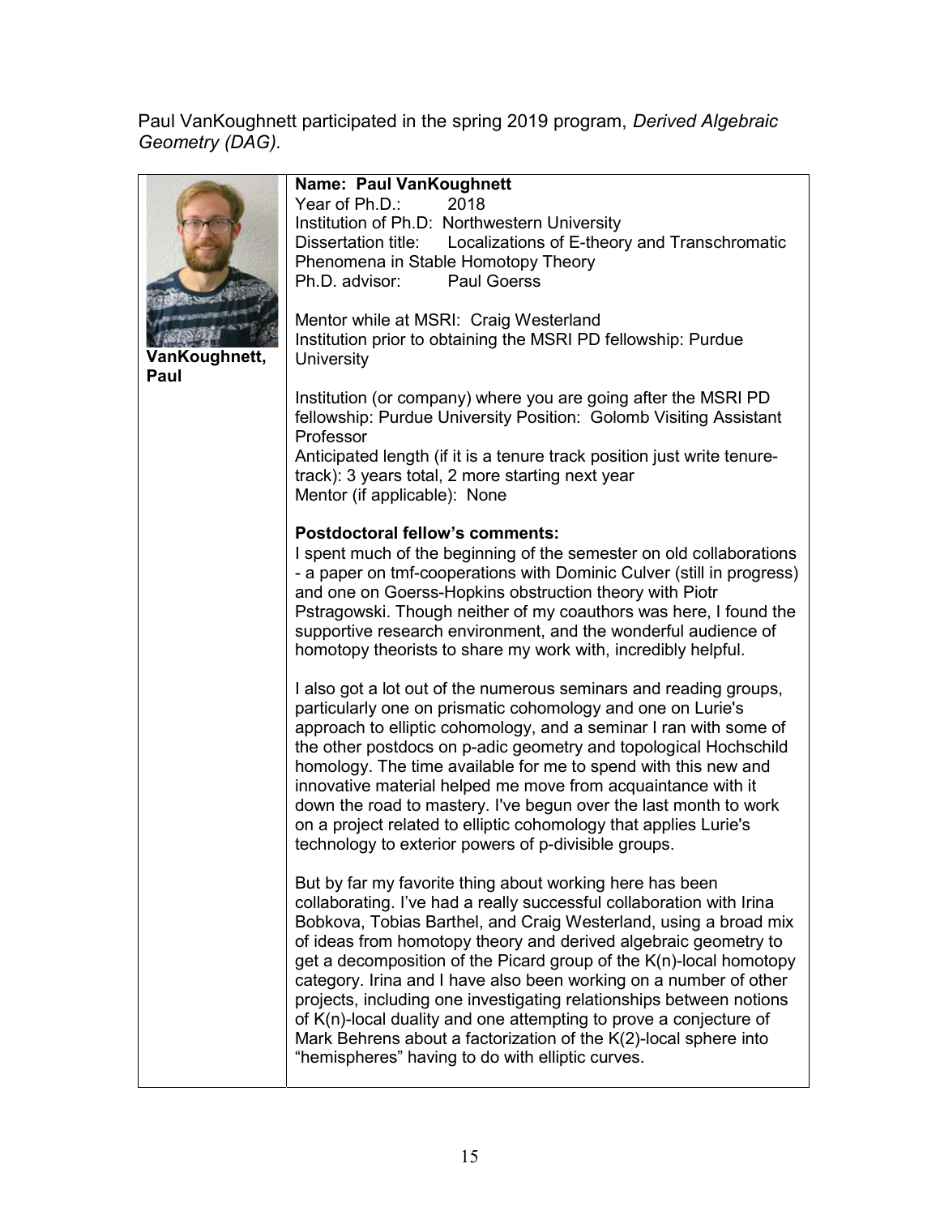Paul VanKoughnett participated in the spring 2019 program, *Derived Algebraic Geometry (DAG).*

**VanKoughnett, Paul**

**Name: Paul VanKoughnett**
Year of Ph.D.: 2018
Institution of Ph.D: Northwestern University
Dissertation title: Localizations of E-theory and Transchromatic Phenomena in Stable Homotopy Theory
Ph.D. advisor: Paul Goerss

Mentor while at MSRI: Craig Westerland
Institution prior to obtaining the MSRI PD fellowship: Purdue University

Institution (or company) where you are going after the MSRI PD fellowship: Purdue University Position: Golomb Visiting Assistant Professor
Anticipated length (if it is a tenure track position just write tenure-track): 3 years total, 2 more starting next year
Mentor (if applicable): None

**Postdoctoral fellow's comments:**
I spent much of the beginning of the semester on old collaborations - a paper on tmf-cooperations with Dominic Culver (still in progress) and one on Goerss-Hopkins obstruction theory with Piotr Pstragowski. Though neither of my coauthors was here, I found the supportive research environment, and the wonderful audience of homotopy theorists to share my work with, incredibly helpful.

I also got a lot out of the numerous seminars and reading groups, particularly one on prismatic cohomology and one on Lurie's approach to elliptic cohomology, and a seminar I ran with some of the other postdocs on p-adic geometry and topological Hochschild homology. The time available for me to spend with this new and innovative material helped me move from acquaintance with it down the road to mastery. I've begun over the last month to work on a project related to elliptic cohomology that applies Lurie's technology to exterior powers of p-divisible groups.

But by far my favorite thing about working here has been collaborating. I've had a really successful collaboration with Irina Bobkova, Tobias Barthel, and Craig Westerland, using a broad mix of ideas from homotopy theory and derived algebraic geometry to get a decomposition of the Picard group of the K(n)-local homotopy category. Irina and I have also been working on a number of other projects, including one investigating relationships between notions of K(n)-local duality and one attempting to prove a conjecture of Mark Behrens about a factorization of the K(2)-local sphere into "hemispheres" having to do with elliptic curves.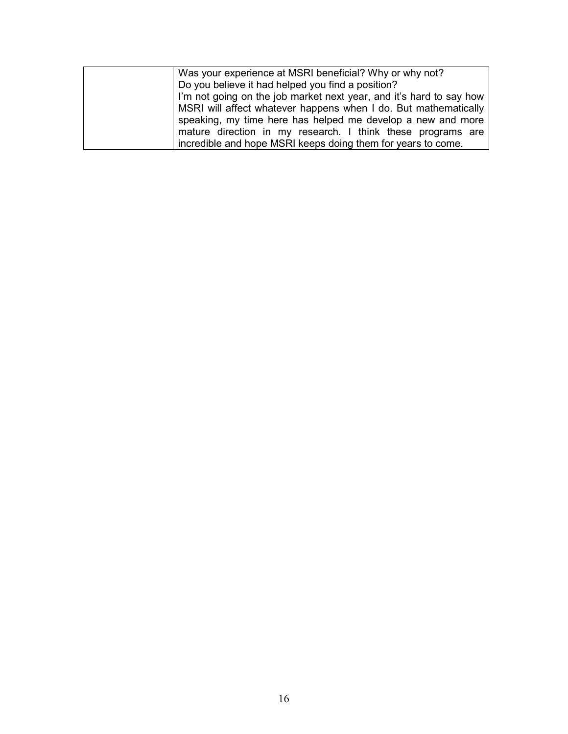| | Was your experience at MSRI beneficial? Why or why not? Do you believe it had helped you find a position? I'm not going on the job market next year, and it's hard to say how MSRI will affect whatever happens when I do. But mathematically speaking, my time here has helped me develop a new and more mature direction in my research. I think these programs are incredible and hope MSRI keeps doing them for years to come. |
|---|---|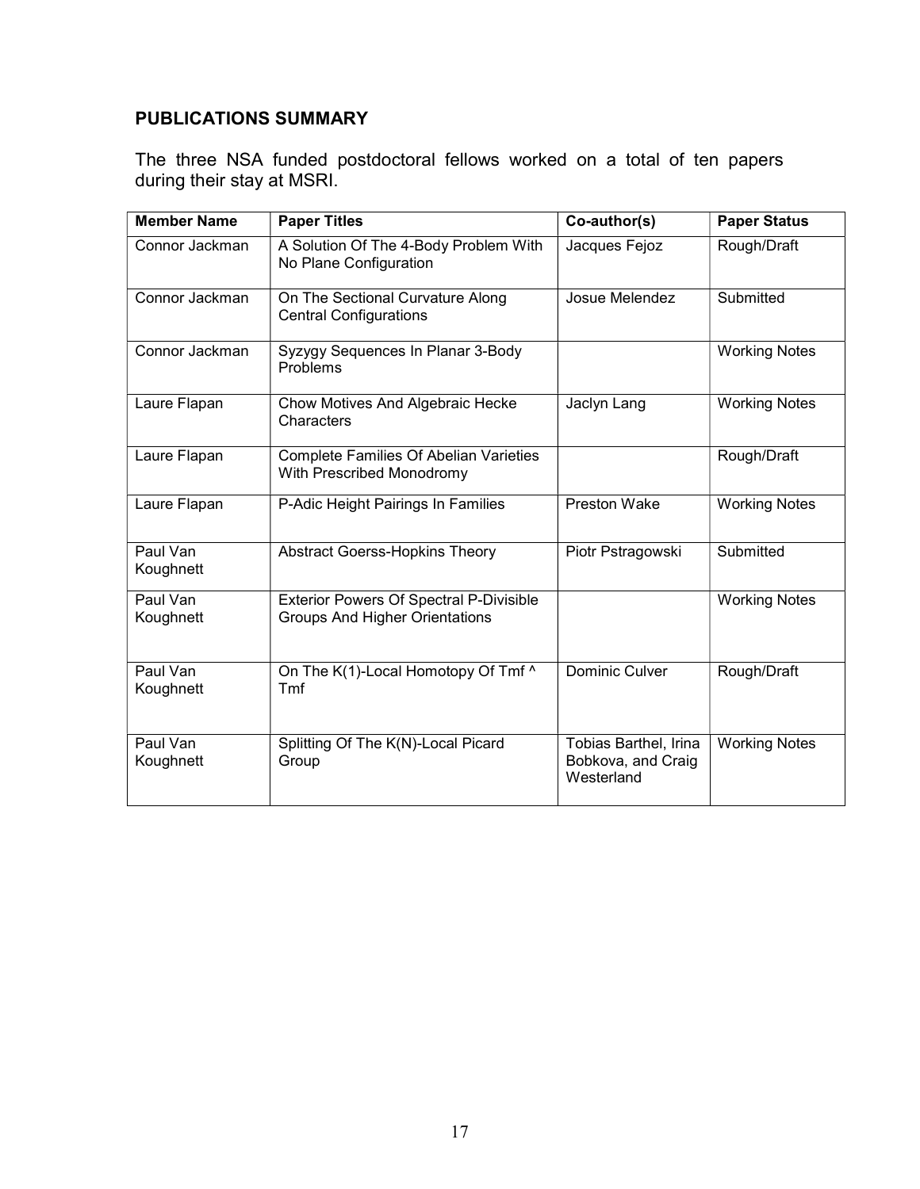## PUBLICATIONS SUMMARY

The three NSA funded postdoctoral fellows worked on a total of ten papers during their stay at MSRI.

| Member Name | Paper Titles | Co-author(s) | Paper Status |
|---|---|---|---|
| Connor Jackman | A Solution Of The 4-Body Problem With No Plane Configuration | Jacques Fejoz | Rough/Draft |
| Connor Jackman | On The Sectional Curvature Along Central Configurations | Josue Melendez | Submitted |
| Connor Jackman | Syzygy Sequences In Planar 3-Body Problems | | Working Notes |
| Laure Flapan | Chow Motives And Algebraic Hecke Characters | Jaclyn Lang | Working Notes |
| Laure Flapan | Complete Families Of Abelian Varieties With Prescribed Monodromy | | Rough/Draft |
| Laure Flapan | P-Adic Height Pairings In Families | Preston Wake | Working Notes |
| Paul Van Koughnett | Abstract Goerss-Hopkins Theory | Piotr Pstragowski | Submitted |
| Paul Van Koughnett | Exterior Powers Of Spectral P-Divisible Groups And Higher Orientations | | Working Notes |
| Paul Van Koughnett | On The K(1)-Local Homotopy Of Tmf ^ Tmf | Dominic Culver | Rough/Draft |
| Paul Van Koughnett | Splitting Of The K(N)-Local Picard Group | Tobias Barthel, Irina Bobkova, and Craig Westerland | Working Notes |